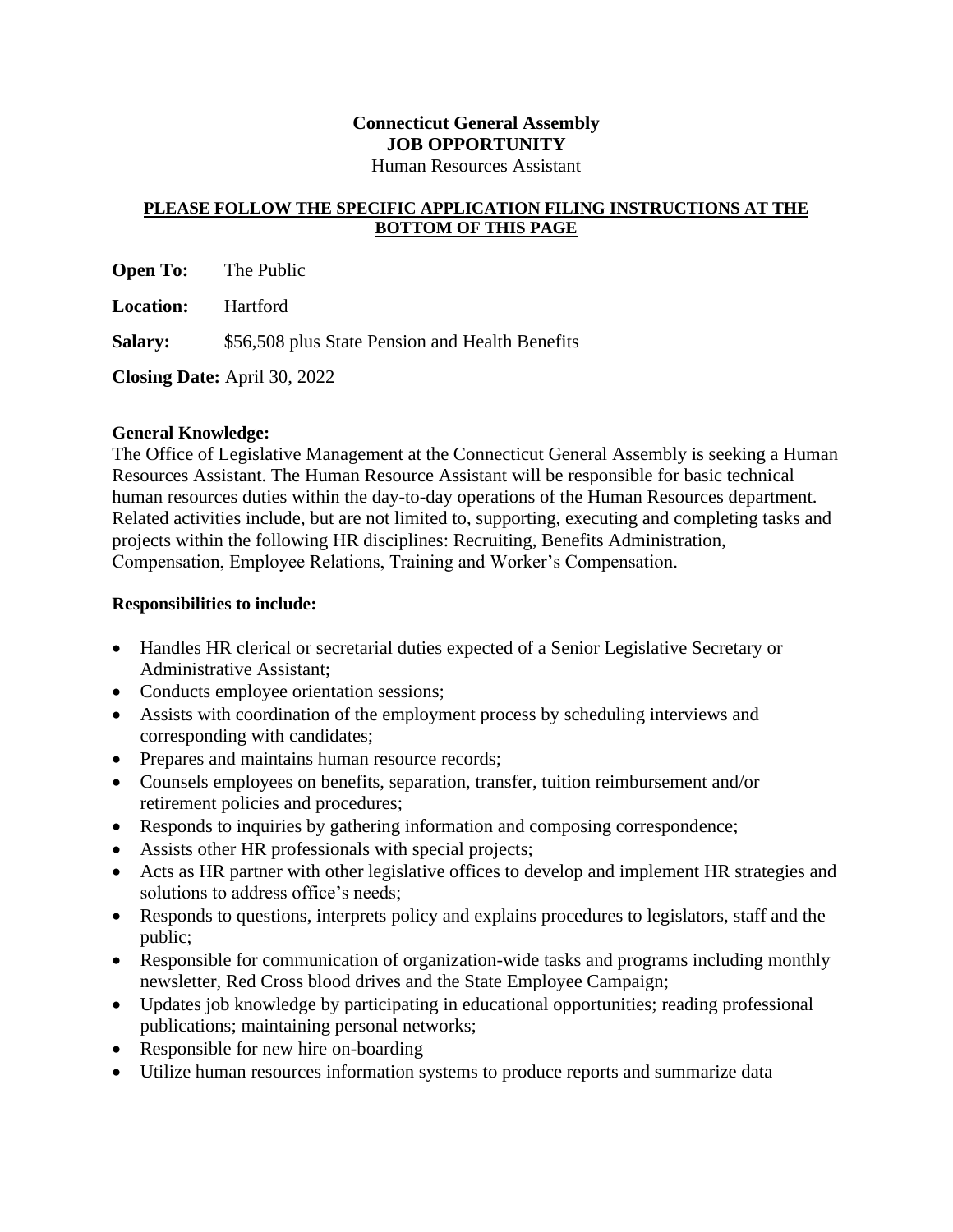# Connecticut General Assembly

## JOB OPPORTUNITY

Human Resources Assistant

**PLEASE FOLLOW THE SPECIFIC APPLICATION FILING INSTRUCTIONS AT THE BOTTOM OF THIS PAGE**

**Open To:** The Public

**Location:** Hartford

**Salary:** $56,508 plus State Pension and Health Benefits

**Closing Date:** April 30, 2022

**General Knowledge:**

The Office of Legislative Management at the Connecticut General Assembly is seeking a Human Resources Assistant. The Human Resource Assistant will be responsible for basic technical human resources duties within the day-to-day operations of the Human Resources department. Related activities include, but are not limited to, supporting, executing and completing tasks and projects within the following HR disciplines: Recruiting, Benefits Administration, Compensation, Employee Relations, Training and Worker's Compensation.

**Responsibilities to include:**

- Handles HR clerical or secretarial duties expected of a Senior Legislative Secretary or Administrative Assistant;
- Conducts employee orientation sessions;
- Assists with coordination of the employment process by scheduling interviews and corresponding with candidates;
- Prepares and maintains human resource records;
- Counsels employees on benefits, separation, transfer, tuition reimbursement and/or retirement policies and procedures;
- Responds to inquiries by gathering information and composing correspondence;
- Assists other HR professionals with special projects;
- Acts as HR partner with other legislative offices to develop and implement HR strategies and solutions to address office's needs;
- Responds to questions, interprets policy and explains procedures to legislators, staff and the public;
- Responsible for communication of organization-wide tasks and programs including monthly newsletter, Red Cross blood drives and the State Employee Campaign;
- Updates job knowledge by participating in educational opportunities; reading professional publications; maintaining personal networks;
- Responsible for new hire on-boarding
- Utilize human resources information systems to produce reports and summarize data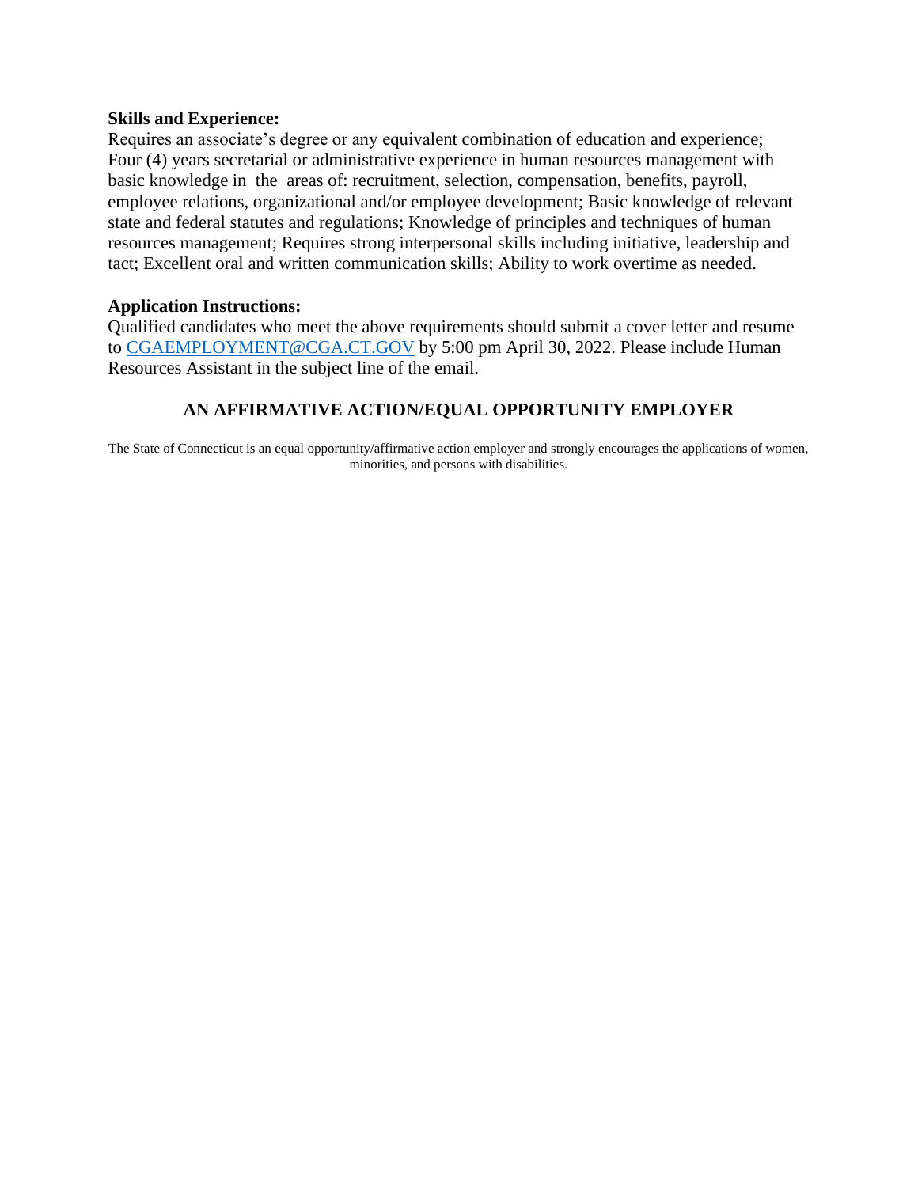**Skills and Experience:**
Requires an associate's degree or any equivalent combination of education and experience; Four (4) years secretarial or administrative experience in human resources management with basic knowledge in the areas of: recruitment, selection, compensation, benefits, payroll, employee relations, organizational and/or employee development; Basic knowledge of relevant state and federal statutes and regulations; Knowledge of principles and techniques of human resources management; Requires strong interpersonal skills including initiative, leadership and tact; Excellent oral and written communication skills; Ability to work overtime as needed.

**Application Instructions:**
Qualified candidates who meet the above requirements should submit a cover letter and resume to CGAEMPLOYMENT@CGA.CT.GOV by 5:00 pm April 30, 2022. Please include Human Resources Assistant in the subject line of the email.

**AN AFFIRMATIVE ACTION/EQUAL OPPORTUNITY EMPLOYER**

The State of Connecticut is an equal opportunity/affirmative action employer and strongly encourages the applications of women, minorities, and persons with disabilities.